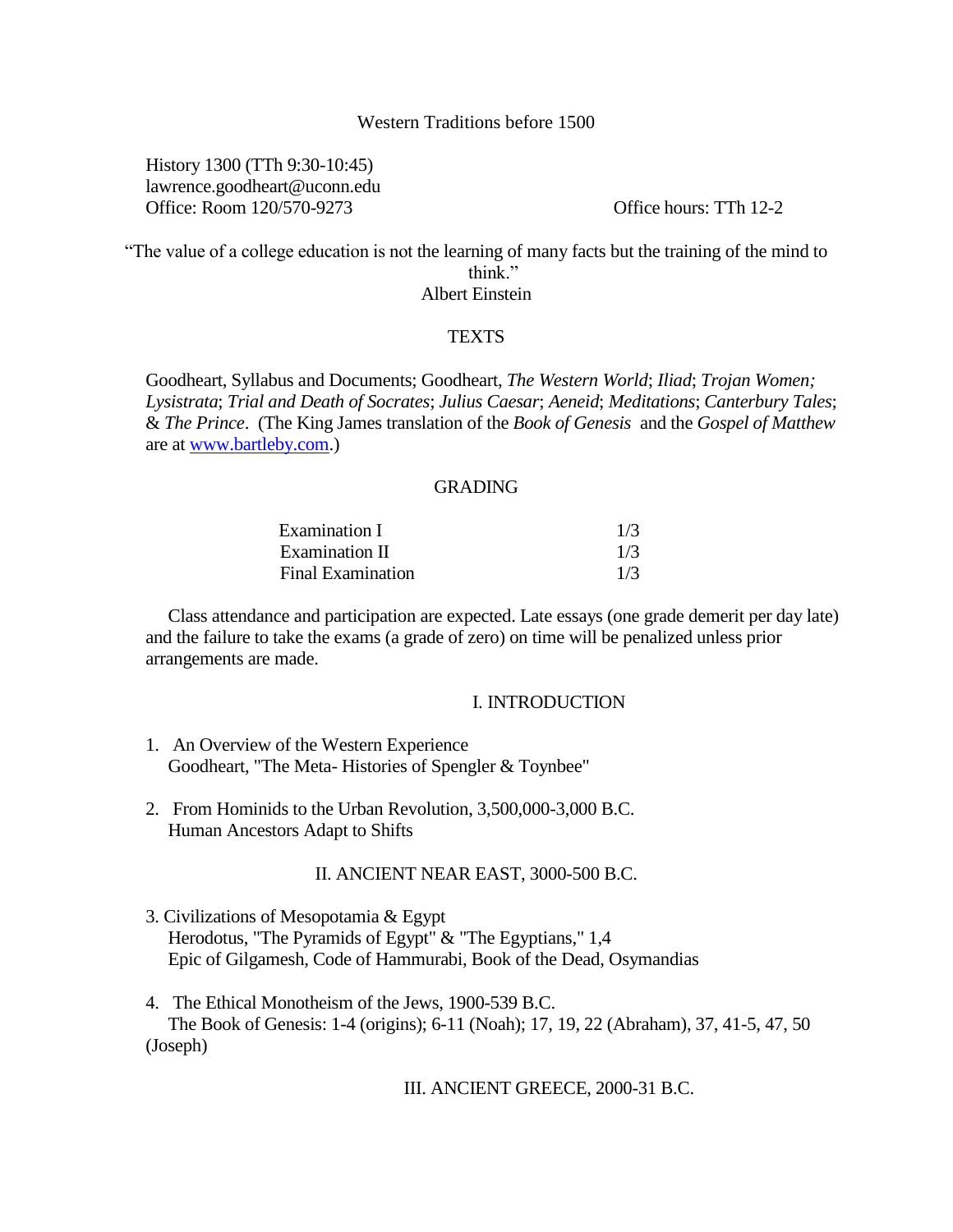# Western Traditions before 1500

History 1300 (TTh 9:30-10:45)
lawrence.goodheart@uconn.edu
Office: Room 120/570-9273 Office hours: TTh 12-2

"The value of a college education is not the learning of many facts but the training of the mind to think."
Albert Einstein

## TEXTS

Goodheart, Syllabus and Documents; Goodheart, *The Western World*; *Iliad*; *Trojan Women; Lysistrata*; *Trial and Death of Socrates*; *Julius Caesar*; *Aeneid*; *Meditations*; *Canterbury Tales*; & *The Prince*. (The King James translation of the *Book of Genesis* and the *Gospel of Matthew* are at [www.bartleby.com](http://www.bartleby.com).)

## GRADING

| | |
|---|---|
| Examination I | 1/3 |
| Examination II | 1/3 |
| Final Examination | 1/3 |

Class attendance and participation are expected. Late essays (one grade demerit per day late) and the failure to take the exams (a grade of zero) on time will be penalized unless prior arrangements are made.

## I. INTRODUCTION

1. An Overview of the Western Experience
   Goodheart, "The Meta- Histories of Spengler & Toynbee"

2. From Hominids to the Urban Revolution, 3,500,000-3,000 B.C.
   Human Ancestors Adapt to Shifts

## II. ANCIENT NEAR EAST, 3000-500 B.C.

3. Civilizations of Mesopotamia & Egypt
   Herodotus, "The Pyramids of Egypt" & "The Egyptians," 1,4
   Epic of Gilgamesh, Code of Hammurabi, Book of the Dead, Osymandias

4. The Ethical Monotheism of the Jews, 1900-539 B.C.
   The Book of Genesis: 1-4 (origins); 6-11 (Noah); 17, 19, 22 (Abraham), 37, 41-5, 47, 50 (Joseph)

## III. ANCIENT GREECE, 2000-31 B.C.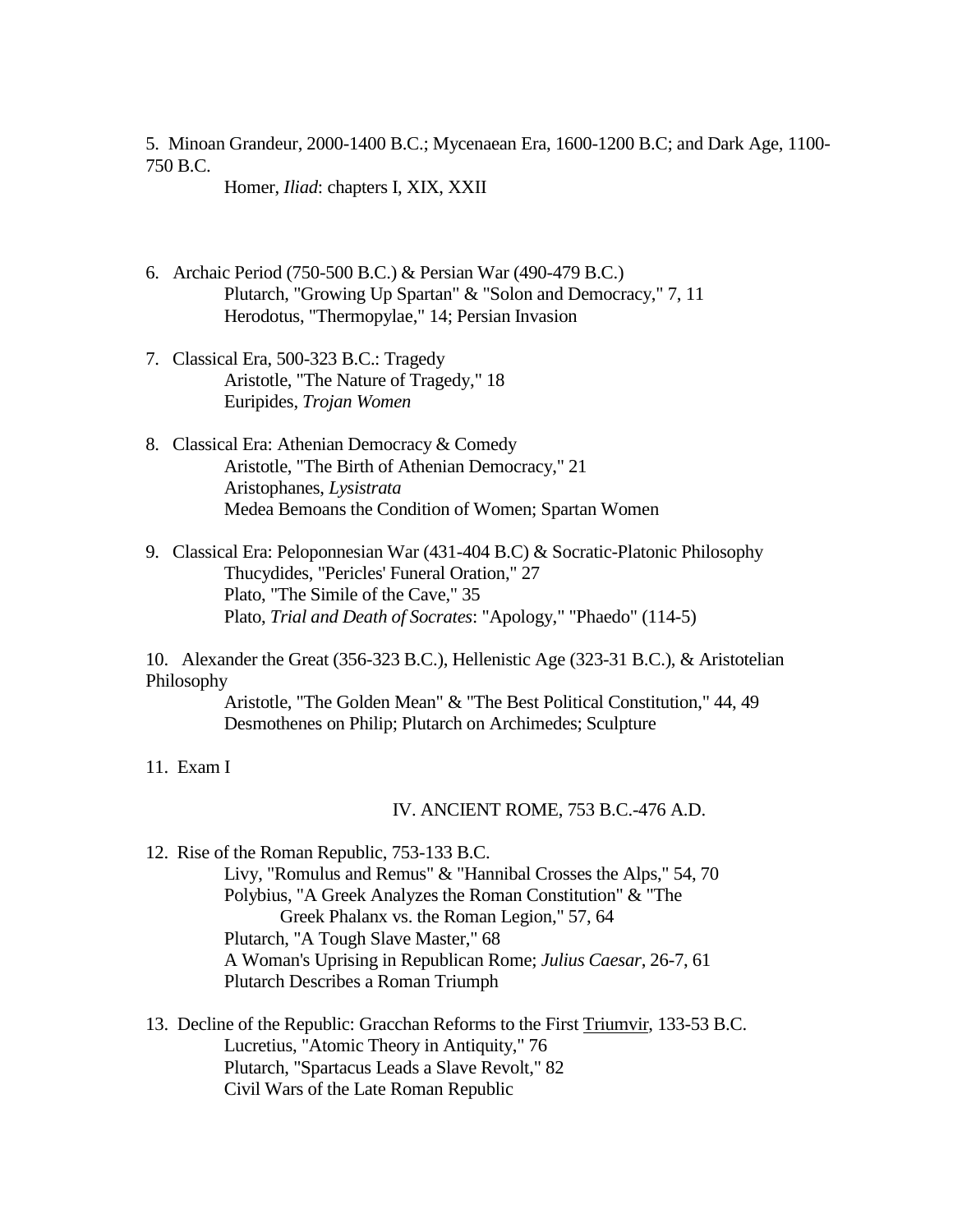5. Minoan Grandeur, 2000-1400 B.C.; Mycenaean Era, 1600-1200 B.C; and Dark Age, 1100-750 B.C.

   Homer, *Iliad*: chapters I, XIX, XXII

6. Archaic Period (750-500 B.C.) & Persian War (490-479 B.C.)

   Plutarch, "Growing Up Spartan" & "Solon and Democracy," 7, 11
   Herodotus, "Thermopylae," 14; Persian Invasion

7. Classical Era, 500-323 B.C.: Tragedy

   Aristotle, "The Nature of Tragedy," 18
   Euripides, *Trojan Women*

8. Classical Era: Athenian Democracy & Comedy

   Aristotle, "The Birth of Athenian Democracy," 21
   Aristophanes, *Lysistrata*
   Medea Bemoans the Condition of Women; Spartan Women

9. Classical Era: Peloponnesian War (431-404 B.C) & Socratic-Platonic Philosophy

   Thucydides, "Pericles' Funeral Oration," 27
   Plato, "The Simile of the Cave," 35
   Plato, *Trial and Death of Socrates*: "Apology," "Phaedo" (114-5)

10. Alexander the Great (356-323 B.C.), Hellenistic Age (323-31 B.C.), & Aristotelian Philosophy

    Aristotle, "The Golden Mean" & "The Best Political Constitution," 44, 49
    Desmothenes on Philip; Plutarch on Archimedes; Sculpture

11. Exam I

## IV. ANCIENT ROME, 753 B.C.-476 A.D.

12. Rise of the Roman Republic, 753-133 B.C.

    Livy, "Romulus and Remus" & "Hannibal Crosses the Alps," 54, 70
    Polybius, "A Greek Analyzes the Roman Constitution" & "The Greek Phalanx vs. the Roman Legion," 57, 64
    Plutarch, "A Tough Slave Master," 68
    A Woman's Uprising in Republican Rome; *Julius Caesar*, 26-7, 61
    Plutarch Describes a Roman Triumph

13. Decline of the Republic: Gracchan Reforms to the First Triumvir, 133-53 B.C.

    Lucretius, "Atomic Theory in Antiquity," 76
    Plutarch, "Spartacus Leads a Slave Revolt," 82
    Civil Wars of the Late Roman Republic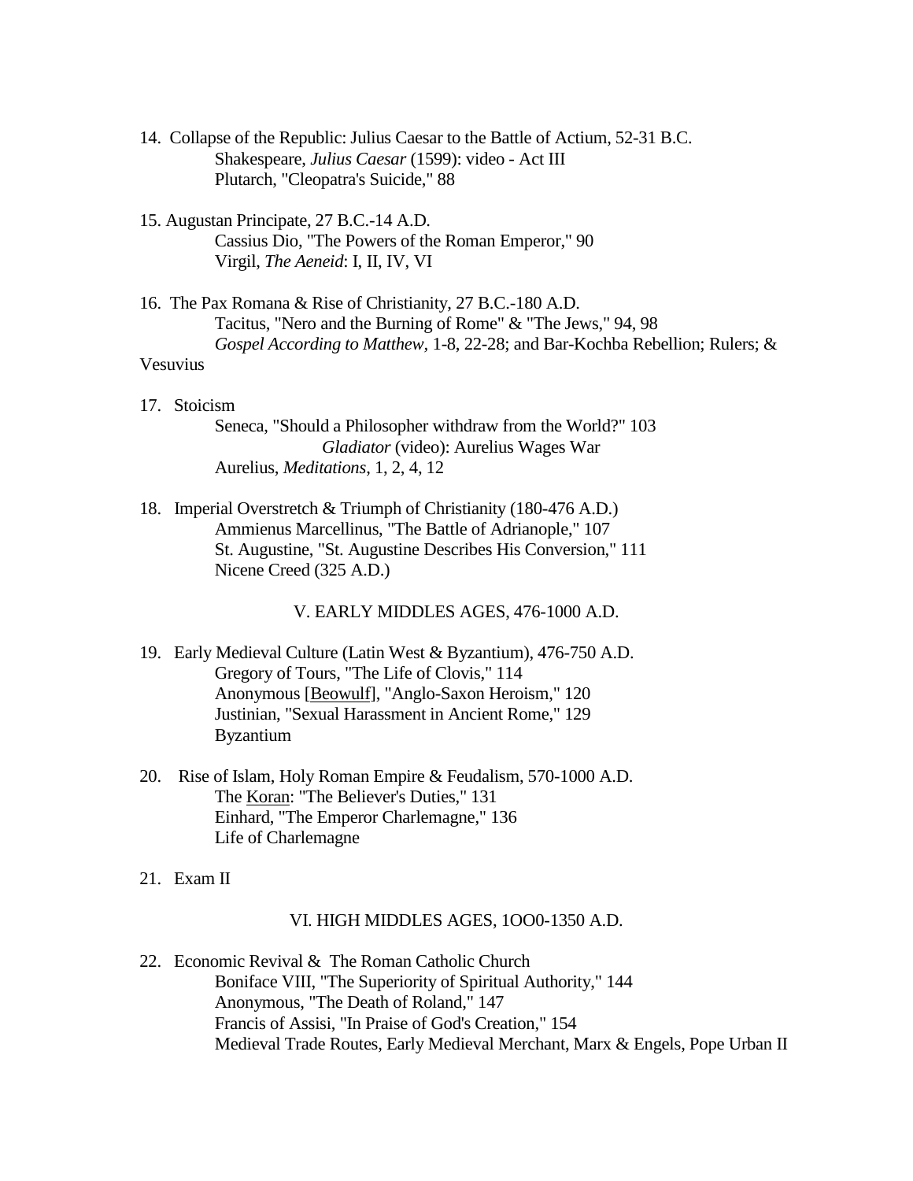14. Collapse of the Republic: Julius Caesar to the Battle of Actium, 52-31 B.C.
    - Shakespeare, *Julius Caesar* (1599): video - Act III
    - Plutarch, "Cleopatra's Suicide," 88

15. Augustan Principate, 27 B.C.-14 A.D.
    - Cassius Dio, "The Powers of the Roman Emperor," 90
    - Virgil, *The Aeneid*: I, II, IV, VI

16. The Pax Romana & Rise of Christianity, 27 B.C.-180 A.D.
    - Tacitus, "Nero and the Burning of Rome" & "The Jews," 94, 98
    - *Gospel According to Matthew*, 1-8, 22-28; and Bar-Kochba Rebellion; Rulers; & Vesuvius

17. Stoicism
    - Seneca, "Should a Philosopher withdraw from the World?" 103
    - *Gladiator* (video): Aurelius Wages War
    - Aurelius, *Meditations*, 1, 2, 4, 12

18. Imperial Overstretch & Triumph of Christianity (180-476 A.D.)
    - Ammienus Marcellinus, "The Battle of Adrianople," 107
    - St. Augustine, "St. Augustine Describes His Conversion," 111
    - Nicene Creed (325 A.D.)

## V. EARLY MIDDLES AGES, 476-1000 A.D.

19. Early Medieval Culture (Latin West & Byzantium), 476-750 A.D.
    - Gregory of Tours, "The Life of Clovis," 114
    - Anonymous [Beowulf], "Anglo-Saxon Heroism," 120
    - Justinian, "Sexual Harassment in Ancient Rome," 129
    - Byzantium

20. Rise of Islam, Holy Roman Empire & Feudalism, 570-1000 A.D.
    - The Koran: "The Believer's Duties," 131
    - Einhard, "The Emperor Charlemagne," 136
    - Life of Charlemagne

21. Exam II

## VI. HIGH MIDDLES AGES, 1OO0-1350 A.D.

22. Economic Revival & The Roman Catholic Church
    - Boniface VIII, "The Superiority of Spiritual Authority," 144
    - Anonymous, "The Death of Roland," 147
    - Francis of Assisi, "In Praise of God's Creation," 154
    - Medieval Trade Routes, Early Medieval Merchant, Marx & Engels, Pope Urban II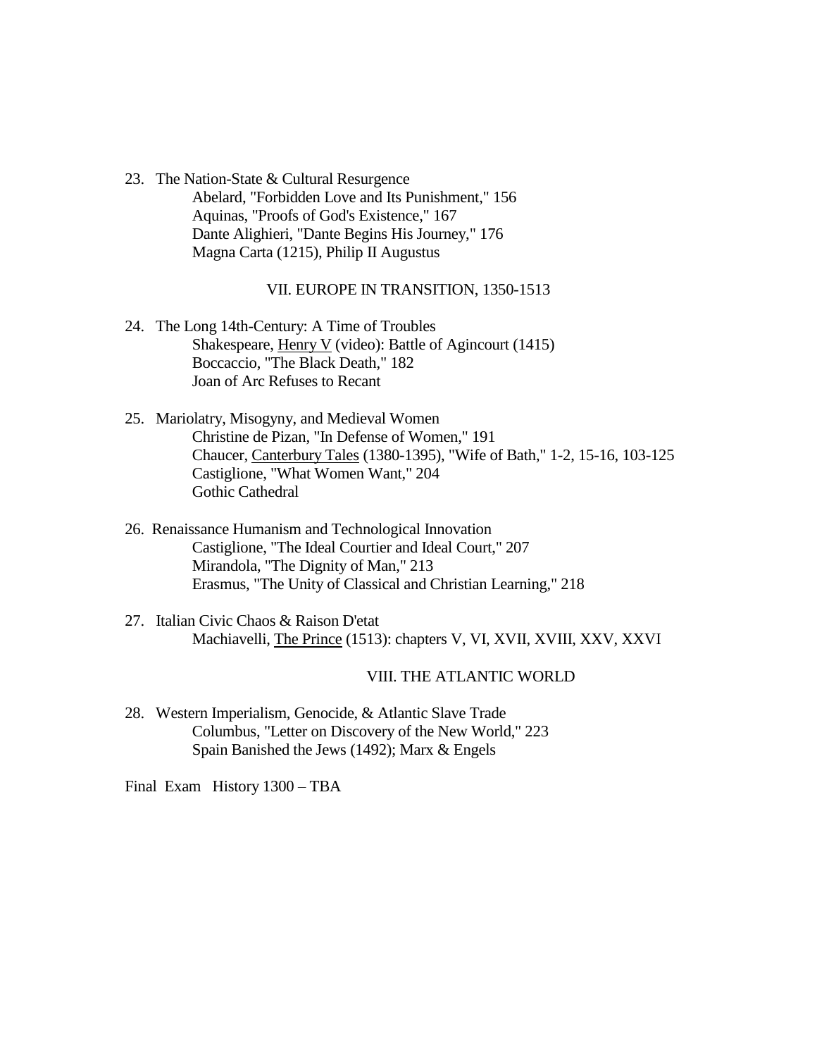23. The Nation-State & Cultural Resurgence
    Abelard, "Forbidden Love and Its Punishment," 156
    Aquinas, "Proofs of God's Existence," 167
    Dante Alighieri, "Dante Begins His Journey," 176
    Magna Carta (1215), Philip II Augustus

## VII. EUROPE IN TRANSITION, 1350-1513

24. The Long 14th-Century: A Time of Troubles
    Shakespeare, Henry V (video): Battle of Agincourt (1415)
    Boccaccio, "The Black Death," 182
    Joan of Arc Refuses to Recant

25. Mariolatry, Misogyny, and Medieval Women
    Christine de Pizan, "In Defense of Women," 191
    Chaucer, Canterbury Tales (1380-1395), "Wife of Bath," 1-2, 15-16, 103-125
    Castiglione, "What Women Want," 204
    Gothic Cathedral

26. Renaissance Humanism and Technological Innovation
    Castiglione, "The Ideal Courtier and Ideal Court," 207
    Mirandola, "The Dignity of Man," 213
    Erasmus, "The Unity of Classical and Christian Learning," 218

27. Italian Civic Chaos & Raison D'etat
    Machiavelli, The Prince (1513): chapters V, VI, XVII, XVIII, XXV, XXVI

## VIII. THE ATLANTIC WORLD

28. Western Imperialism, Genocide, & Atlantic Slave Trade
    Columbus, "Letter on Discovery of the New World," 223
    Spain Banished the Jews (1492); Marx & Engels

Final Exam History 1300 – TBA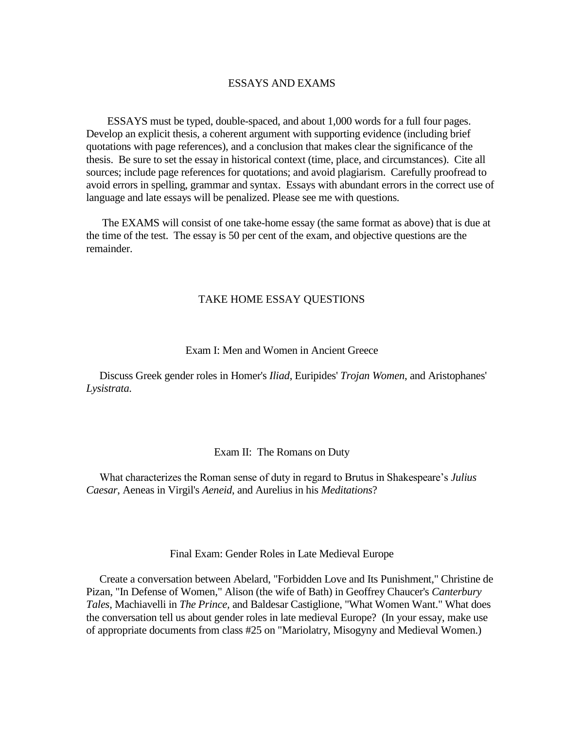## ESSAYS AND EXAMS

ESSAYS must be typed, double-spaced, and about 1,000 words for a full four pages. Develop an explicit thesis, a coherent argument with supporting evidence (including brief quotations with page references), and a conclusion that makes clear the significance of the thesis. Be sure to set the essay in historical context (time, place, and circumstances). Cite all sources; include page references for quotations; and avoid plagiarism. Carefully proofread to avoid errors in spelling, grammar and syntax. Essays with abundant errors in the correct use of language and late essays will be penalized. Please see me with questions.

The EXAMS will consist of one take-home essay (the same format as above) that is due at the time of the test. The essay is 50 per cent of the exam, and objective questions are the remainder.

## TAKE HOME ESSAY QUESTIONS

### Exam I: Men and Women in Ancient Greece

Discuss Greek gender roles in Homer's *Iliad*, Euripides' *Trojan Women*, and Aristophanes' *Lysistrata.*

### Exam II: The Romans on Duty

What characterizes the Roman sense of duty in regard to Brutus in Shakespeare's *Julius Caesar*, Aeneas in Virgil's *Aeneid*, and Aurelius in his *Meditations*?

### Final Exam: Gender Roles in Late Medieval Europe

Create a conversation between Abelard, "Forbidden Love and Its Punishment," Christine de Pizan, "In Defense of Women," Alison (the wife of Bath) in Geoffrey Chaucer's *Canterbury Tales*, Machiavelli in *The Prince,* and Baldesar Castiglione, "What Women Want." What does the conversation tell us about gender roles in late medieval Europe? (In your essay, make use of appropriate documents from class #25 on "Mariolatry, Misogyny and Medieval Women.)